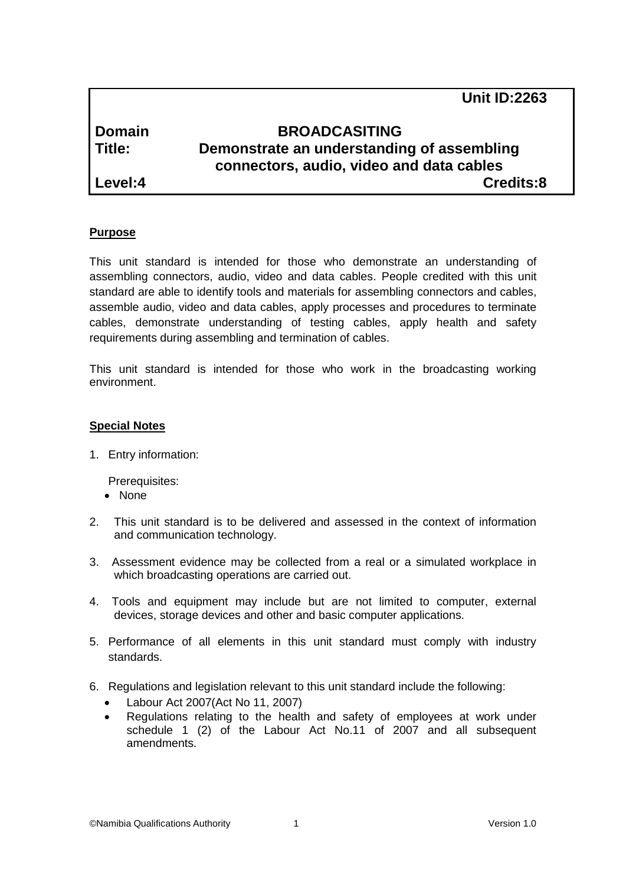| | Unit ID:2263 |
|---|---|
| **Domain** | **BROADCASITING** |
| **Title:** | **Demonstrate an understanding of assembling connectors, audio, video and data cables** |
| **Level:4** | **Credits:8** |

## Purpose

This unit standard is intended for those who demonstrate an understanding of assembling connectors, audio, video and data cables. People credited with this unit standard are able to identify tools and materials for assembling connectors and cables, assemble audio, video and data cables, apply processes and procedures to terminate cables, demonstrate understanding of testing cables, apply health and safety requirements during assembling and termination of cables.

This unit standard is intended for those who work in the broadcasting working environment.

## Special Notes

1. Entry information:

   Prerequisites:
   - None

2. This unit standard is to be delivered and assessed in the context of information and communication technology.

3. Assessment evidence may be collected from a real or a simulated workplace in which broadcasting operations are carried out.

4. Tools and equipment may include but are not limited to computer, external devices, storage devices and other and basic computer applications.

5. Performance of all elements in this unit standard must comply with industry standards.

6. Regulations and legislation relevant to this unit standard include the following:
   - Labour Act 2007(Act No 11, 2007)
   - Regulations relating to the health and safety of employees at work under schedule 1 (2) of the Labour Act No.11 of 2007 and all subsequent amendments.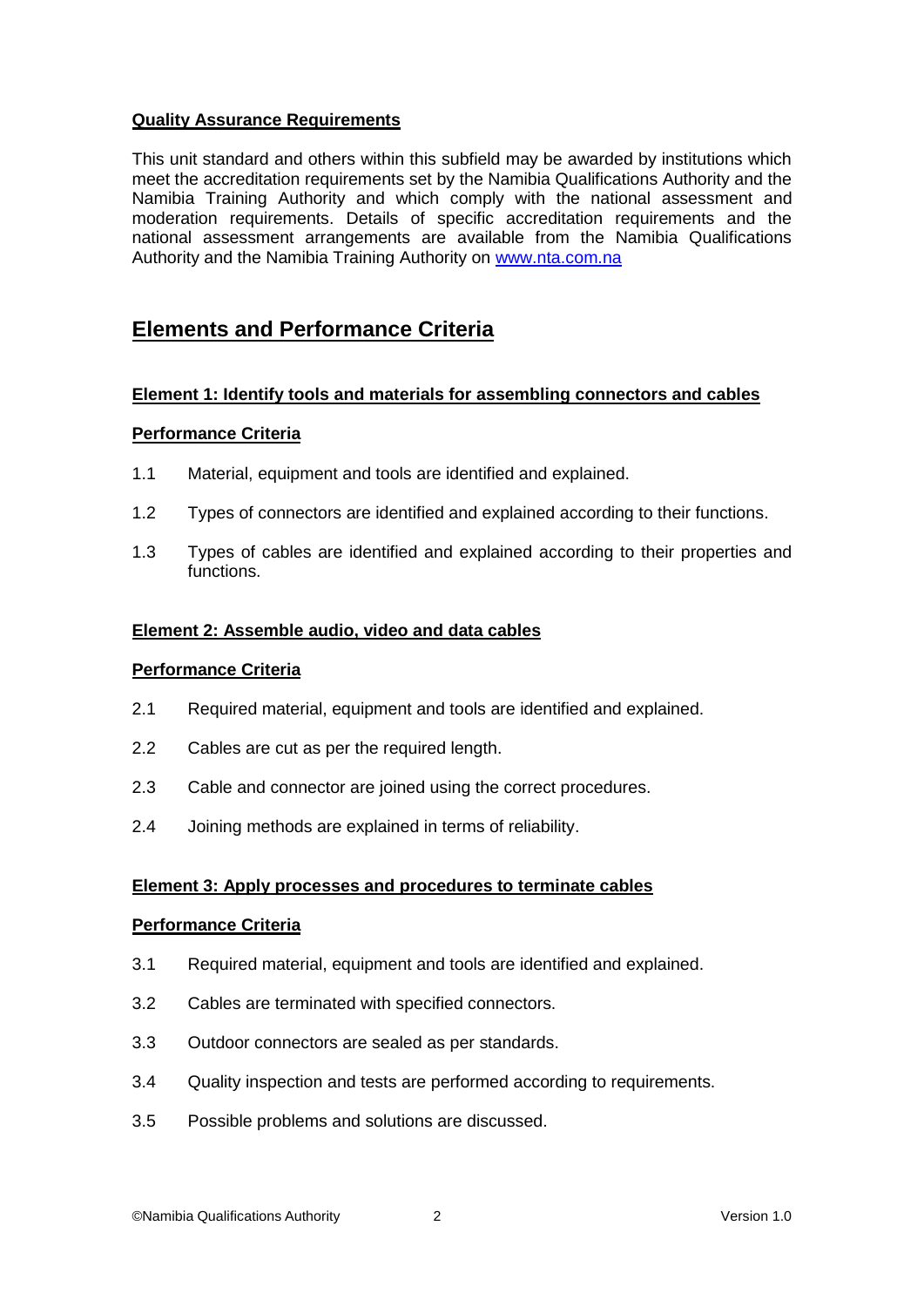**Quality Assurance Requirements**

This unit standard and others within this subfield may be awarded by institutions which meet the accreditation requirements set by the Namibia Qualifications Authority and the Namibia Training Authority and which comply with the national assessment and moderation requirements. Details of specific accreditation requirements and the national assessment arrangements are available from the Namibia Qualifications Authority and the Namibia Training Authority on www.nta.com.na

## Elements and Performance Criteria

### Element 1: Identify tools and materials for assembling connectors and cables

**Performance Criteria**

1.1 Material, equipment and tools are identified and explained.

1.2 Types of connectors are identified and explained according to their functions.

1.3 Types of cables are identified and explained according to their properties and functions.

### Element 2: Assemble audio, video and data cables

**Performance Criteria**

2.1 Required material, equipment and tools are identified and explained.

2.2 Cables are cut as per the required length.

2.3 Cable and connector are joined using the correct procedures.

2.4 Joining methods are explained in terms of reliability.

### Element 3: Apply processes and procedures to terminate cables

**Performance Criteria**

3.1 Required material, equipment and tools are identified and explained.

3.2 Cables are terminated with specified connectors.

3.3 Outdoor connectors are sealed as per standards.

3.4 Quality inspection and tests are performed according to requirements.

3.5 Possible problems and solutions are discussed.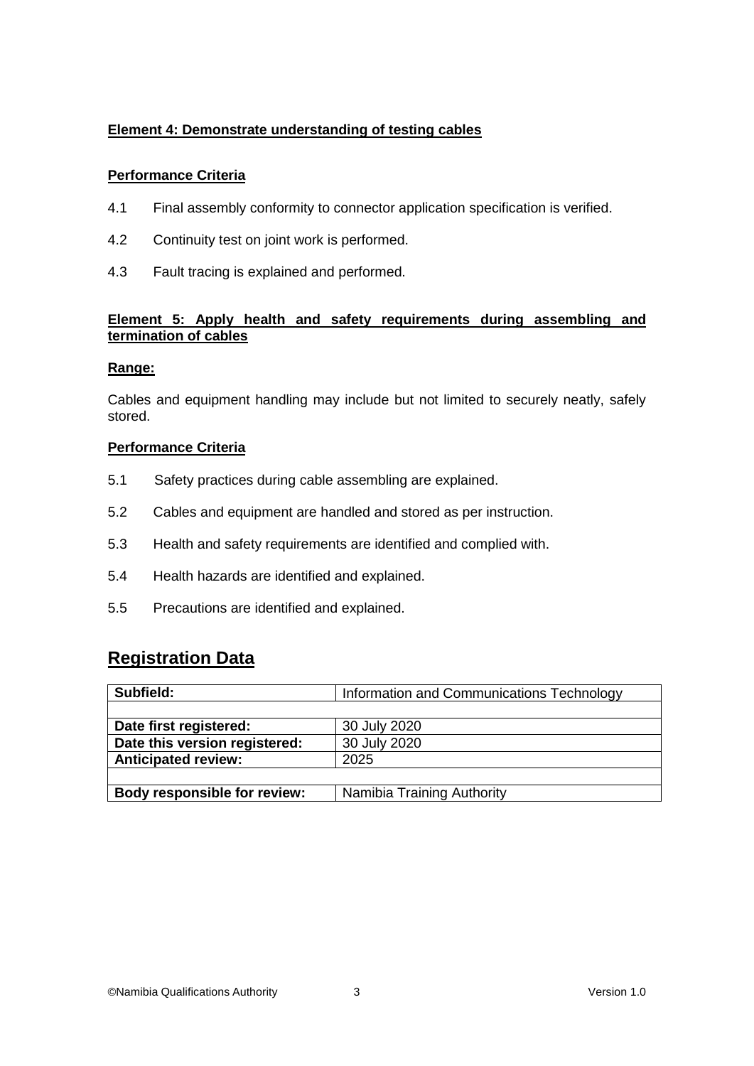**Element 4: Demonstrate understanding of testing cables**

**Performance Criteria**

4.1 Final assembly conformity to connector application specification is verified.

4.2 Continuity test on joint work is performed.

4.3 Fault tracing is explained and performed.

**Element 5: Apply health and safety requirements during assembling and termination of cables**

**Range:**

Cables and equipment handling may include but not limited to securely neatly, safely stored.

**Performance Criteria**

5.1 Safety practices during cable assembling are explained.

5.2 Cables and equipment are handled and stored as per instruction.

5.3 Health and safety requirements are identified and complied with.

5.4 Health hazards are identified and explained.

5.5 Precautions are identified and explained.

## Registration Data

| | |
|---|---|
| **Subfield:** | Information and Communications Technology |
| | |
| **Date first registered:** | 30 July 2020 |
| **Date this version registered:** | 30 July 2020 |
| **Anticipated review:** | 2025 |
| | |
| **Body responsible for review:** | Namibia Training Authority |